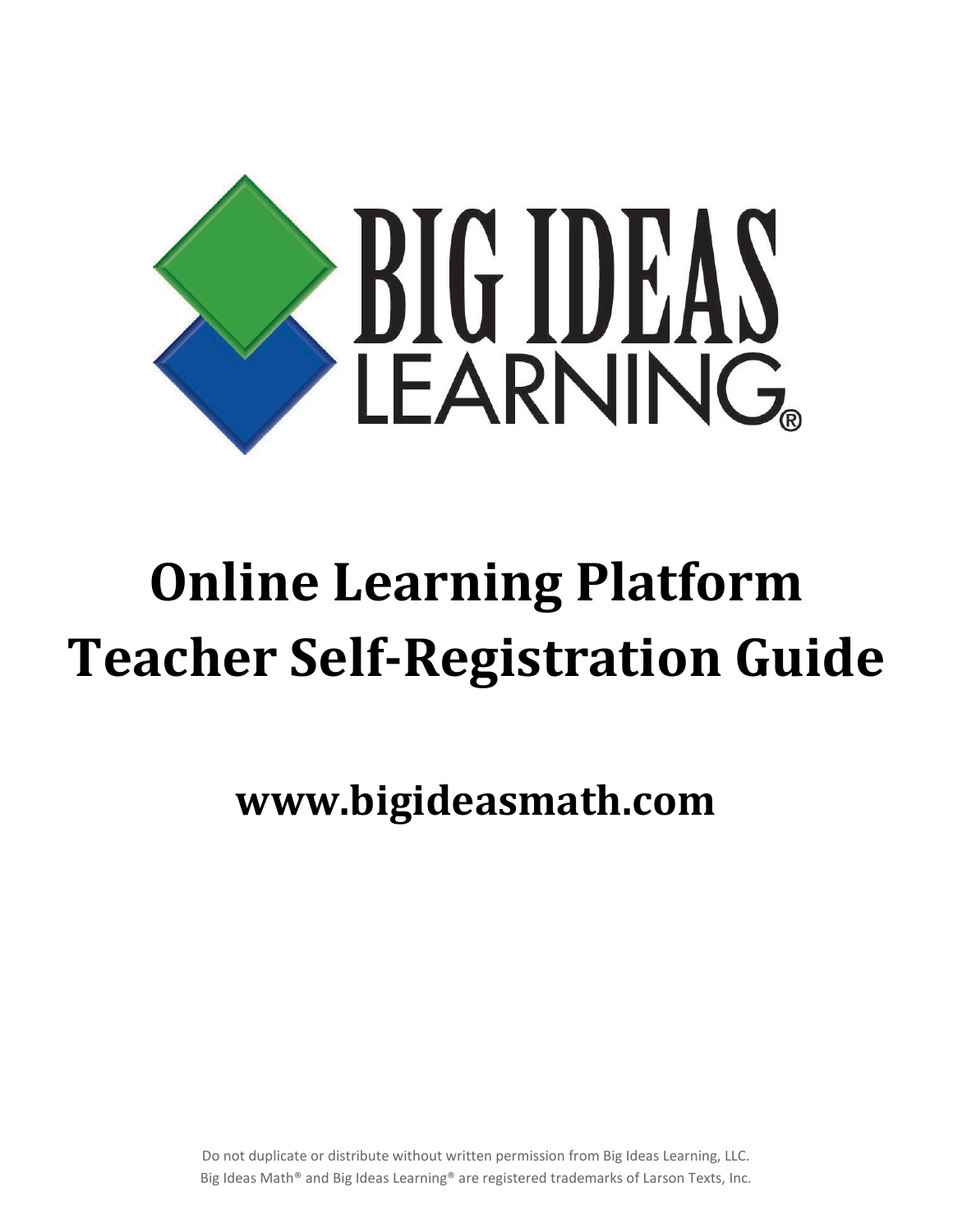BIG IDEAS LEARNING®

# Online Learning Platform
# Teacher Self-Registration Guide

**www.bigideasmath.com**

Do not duplicate or distribute without written permission from Big Ideas Learning, LLC.
Big Ideas Math® and Big Ideas Learning® are registered trademarks of Larson Texts, Inc.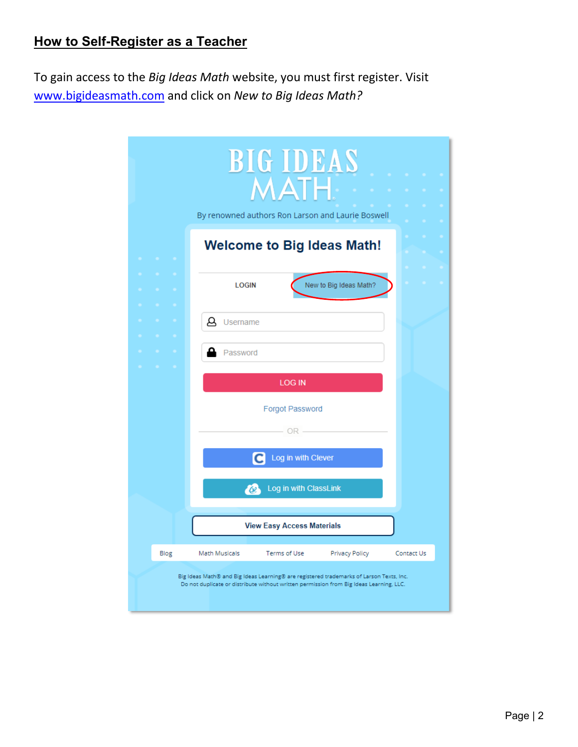## How to Self-Register as a Teacher

To gain access to the *Big Ideas Math* website, you must first register. Visit [www.bigideasmath.com](http://www.bigideasmath.com) and click on *New to Big Ideas Math?*

BIG IDEAS MATH

By renowned authors Ron Larson and Laurie Boswell

**Welcome to Big Ideas Math!**

LOGIN | New to Big Ideas Math?

Username

Password

LOG IN

Forgot Password

OR

Log in with Clever

Log in with ClassLink

View Easy Access Materials

Blog | Math Musicals | Terms of Use | Privacy Policy | Contact Us

Big Ideas Math® and Big Ideas Learning® are registered trademarks of Larson Texts, Inc.
Do not duplicate or distribute without written permission from Big Ideas Learning, LLC.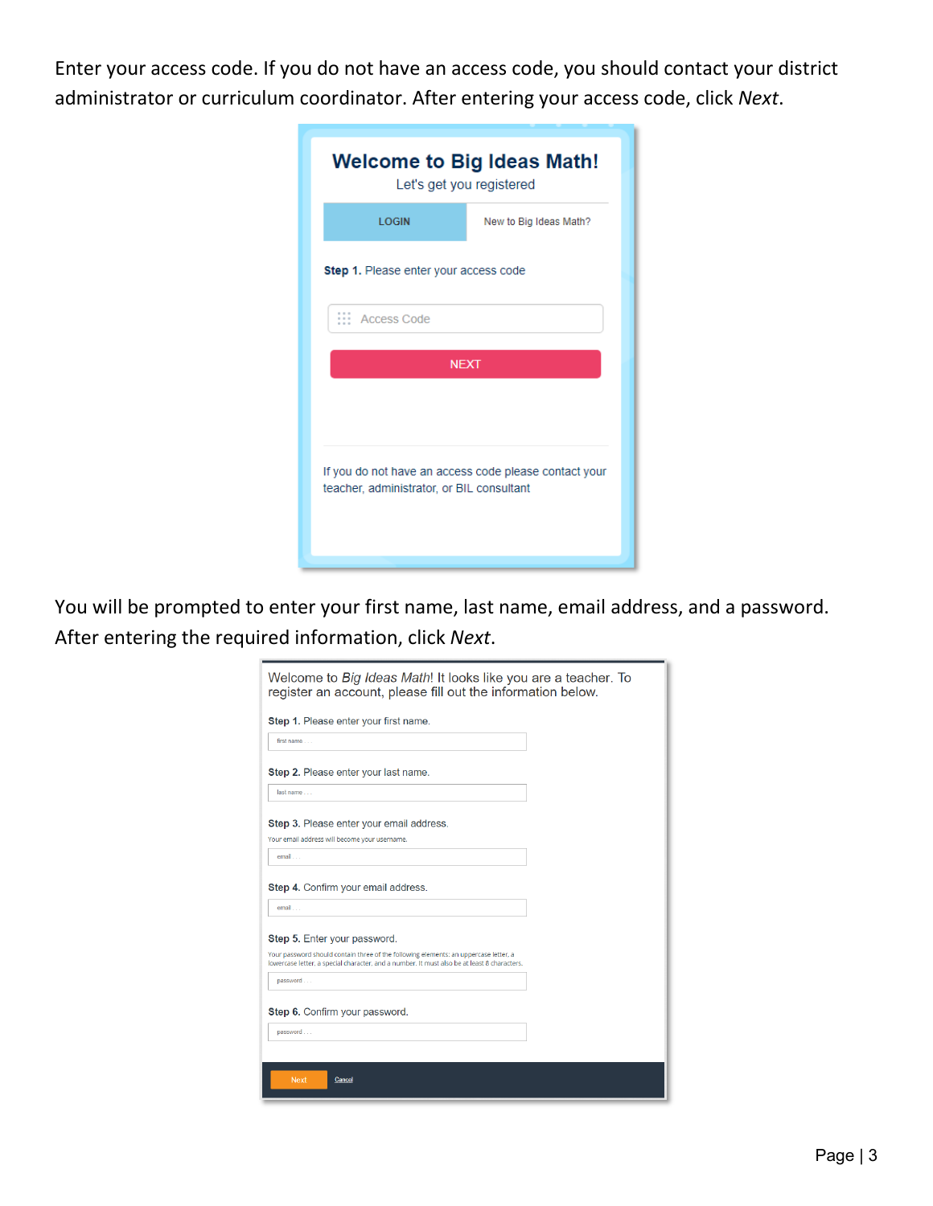Enter your access code. If you do not have an access code, you should contact your district administrator or curriculum coordinator. After entering your access code, click *Next*.

**Welcome to Big Ideas Math!**

Let's get you registered

LOGIN | New to Big Ideas Math?

**Step 1.** Please enter your access code

Access Code

NEXT

If you do not have an access code please contact your teacher, administrator, or BIL consultant

You will be prompted to enter your first name, last name, email address, and a password. After entering the required information, click *Next*.

Welcome to *Big Ideas Math*! It looks like you are a teacher. To register an account, please fill out the information below.

**Step 1.** Please enter your first name.

first name . . .

**Step 2.** Please enter your last name.

last name . . .

**Step 3.** Please enter your email address.

Your email address will become your username.

email . . .

**Step 4.** Confirm your email address.

email . . .

**Step 5.** Enter your password.

Your password should contain three of the following elements: an uppercase letter, a lowercase letter, a special character, and a number. It must also be at least 8 characters.

password . . .

**Step 6.** Confirm your password.

password . . .

Next Cancel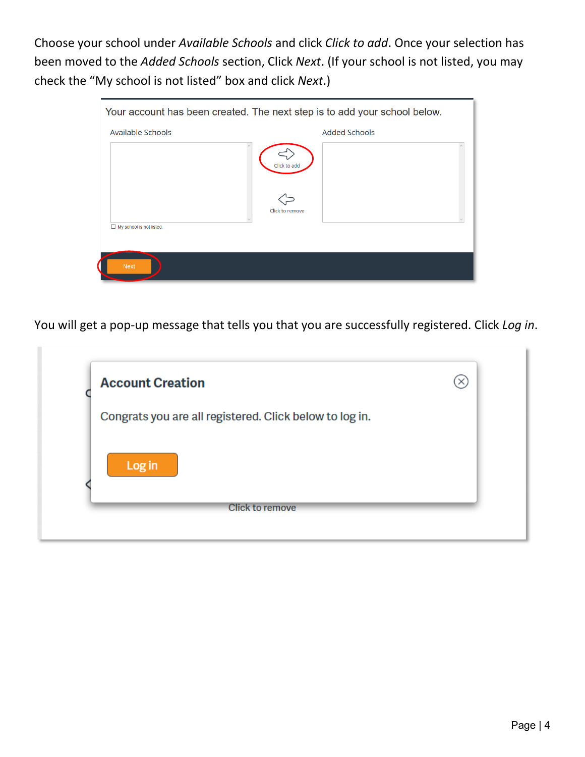Choose your school under *Available Schools* and click *Click to add*. Once your selection has been moved to the *Added Schools* section, Click *Next*. (If your school is not listed, you may check the "My school is not listed" box and click *Next*.)

You will get a pop-up message that tells you that you are successfully registered. Click *Log in*.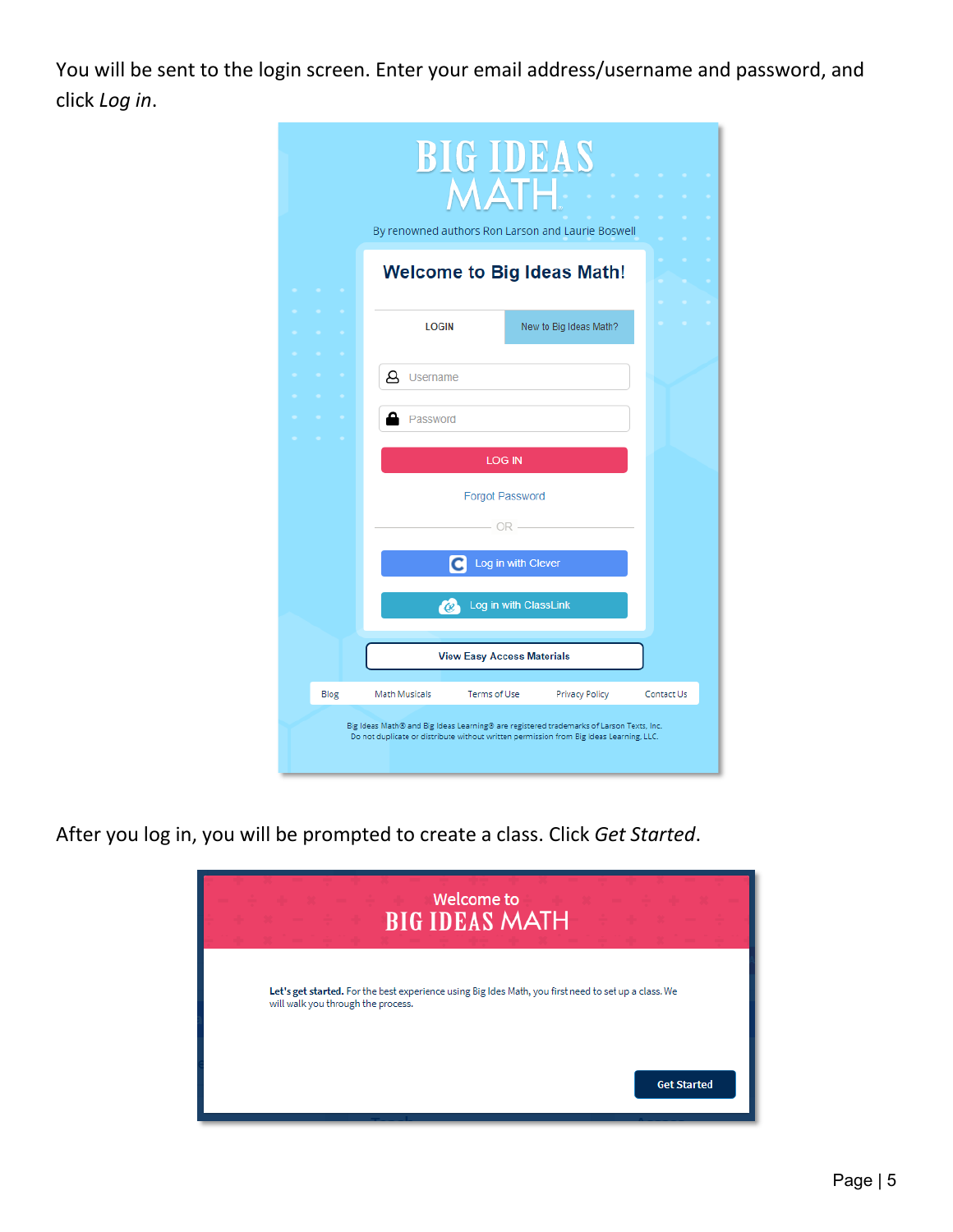You will be sent to the login screen. Enter your email address/username and password, and click *Log in*.

After you log in, you will be prompted to create a class. Click *Get Started*.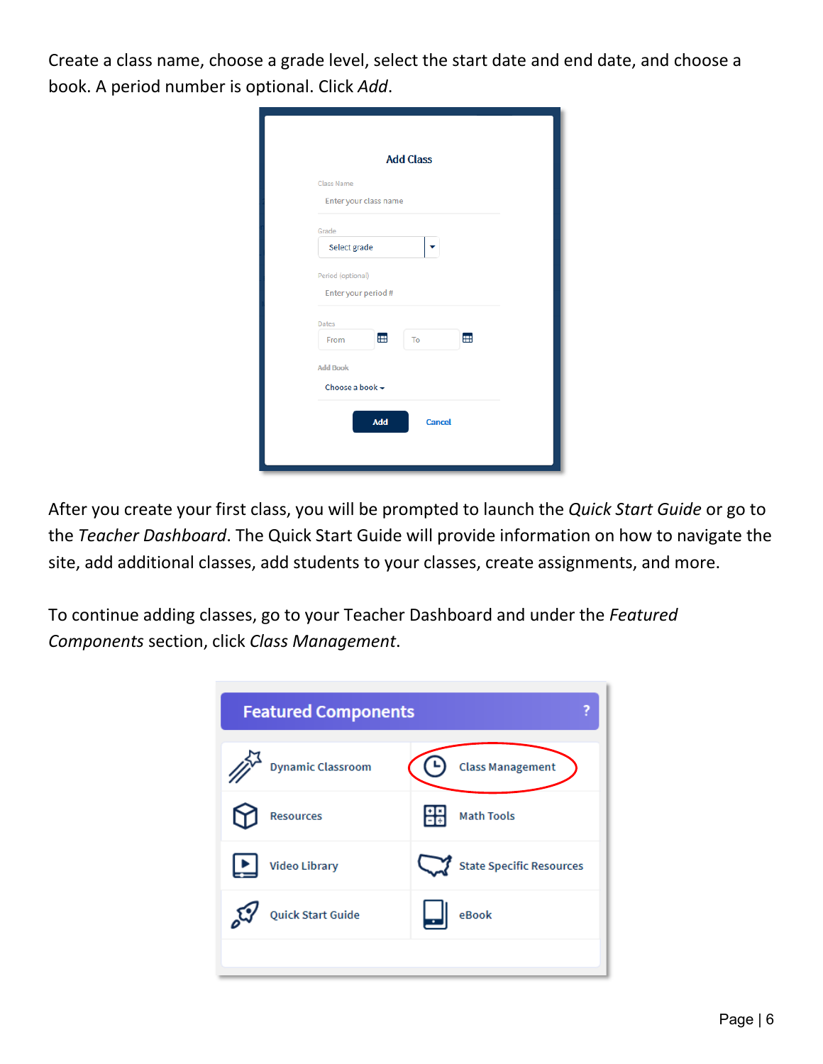Create a class name, choose a grade level, select the start date and end date, and choose a book. A period number is optional. Click *Add*.

After you create your first class, you will be prompted to launch the *Quick Start Guide* or go to the *Teacher Dashboard*. The Quick Start Guide will provide information on how to navigate the site, add additional classes, add students to your classes, create assignments, and more.

To continue adding classes, go to your Teacher Dashboard and under the *Featured Components* section, click *Class Management*.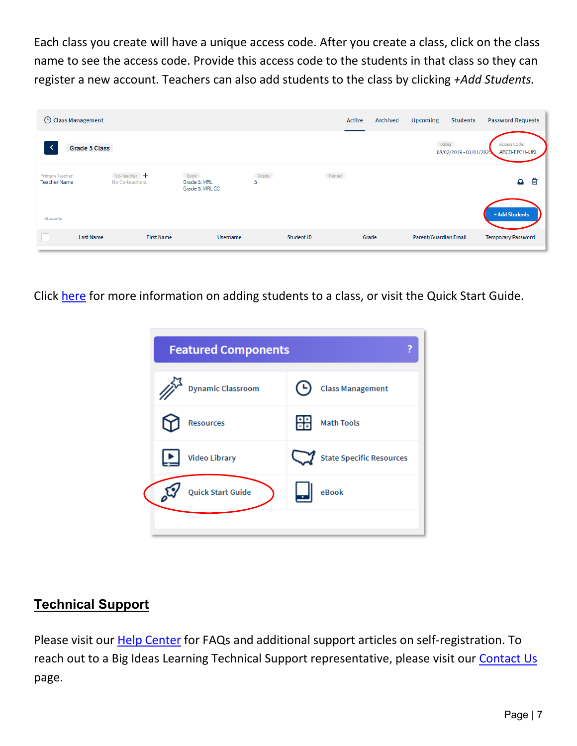Each class you create will have a unique access code. After you create a class, click on the class name to see the access code. Provide this access code to the students in that class so they can register a new account. Teachers can also add students to the class by clicking *+Add Students.*

Click here for more information on adding students to a class, or visit the Quick Start Guide.

## Technical Support

Please visit our Help Center for FAQs and additional support articles on self-registration. To reach out to a Big Ideas Learning Technical Support representative, please visit our Contact Us page.